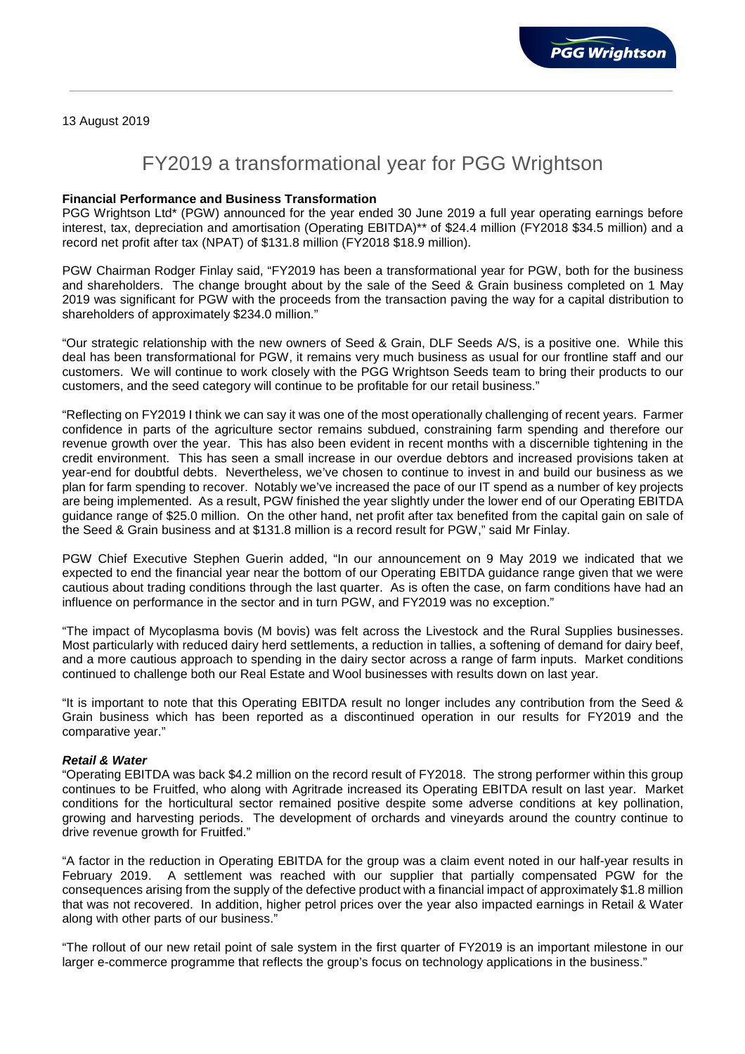13 August 2019

# FY2019 a transformational year for PGG Wrightson

**Financial Performance and Business Transformation**

PGG Wrightson Ltd* (PGW) announced for the year ended 30 June 2019 a full year operating earnings before interest, tax, depreciation and amortisation (Operating EBITDA)** of $24.4 million (FY2018 $34.5 million) and a record net profit after tax (NPAT) of $131.8 million (FY2018 $18.9 million).

PGW Chairman Rodger Finlay said, "FY2019 has been a transformational year for PGW, both for the business and shareholders. The change brought about by the sale of the Seed & Grain business completed on 1 May 2019 was significant for PGW with the proceeds from the transaction paving the way for a capital distribution to shareholders of approximately $234.0 million."

"Our strategic relationship with the new owners of Seed & Grain, DLF Seeds A/S, is a positive one. While this deal has been transformational for PGW, it remains very much business as usual for our frontline staff and our customers. We will continue to work closely with the PGG Wrightson Seeds team to bring their products to our customers, and the seed category will continue to be profitable for our retail business."

"Reflecting on FY2019 I think we can say it was one of the most operationally challenging of recent years. Farmer confidence in parts of the agriculture sector remains subdued, constraining farm spending and therefore our revenue growth over the year. This has also been evident in recent months with a discernible tightening in the credit environment. This has seen a small increase in our overdue debtors and increased provisions taken at year-end for doubtful debts. Nevertheless, we've chosen to continue to invest in and build our business as we plan for farm spending to recover. Notably we've increased the pace of our IT spend as a number of key projects are being implemented. As a result, PGW finished the year slightly under the lower end of our Operating EBITDA guidance range of $25.0 million. On the other hand, net profit after tax benefited from the capital gain on sale of the Seed & Grain business and at $131.8 million is a record result for PGW," said Mr Finlay.

PGW Chief Executive Stephen Guerin added, "In our announcement on 9 May 2019 we indicated that we expected to end the financial year near the bottom of our Operating EBITDA guidance range given that we were cautious about trading conditions through the last quarter. As is often the case, on farm conditions have had an influence on performance in the sector and in turn PGW, and FY2019 was no exception."

"The impact of Mycoplasma bovis (M bovis) was felt across the Livestock and the Rural Supplies businesses. Most particularly with reduced dairy herd settlements, a reduction in tallies, a softening of demand for dairy beef, and a more cautious approach to spending in the dairy sector across a range of farm inputs. Market conditions continued to challenge both our Real Estate and Wool businesses with results down on last year.

"It is important to note that this Operating EBITDA result no longer includes any contribution from the Seed & Grain business which has been reported as a discontinued operation in our results for FY2019 and the comparative year."

***Retail & Water***

"Operating EBITDA was back $4.2 million on the record result of FY2018. The strong performer within this group continues to be Fruitfed, who along with Agritrade increased its Operating EBITDA result on last year. Market conditions for the horticultural sector remained positive despite some adverse conditions at key pollination, growing and harvesting periods. The development of orchards and vineyards around the country continue to drive revenue growth for Fruitfed."

"A factor in the reduction in Operating EBITDA for the group was a claim event noted in our half-year results in February 2019. A settlement was reached with our supplier that partially compensated PGW for the consequences arising from the supply of the defective product with a financial impact of approximately $1.8 million that was not recovered. In addition, higher petrol prices over the year also impacted earnings in Retail & Water along with other parts of our business."

"The rollout of our new retail point of sale system in the first quarter of FY2019 is an important milestone in our larger e-commerce programme that reflects the group's focus on technology applications in the business."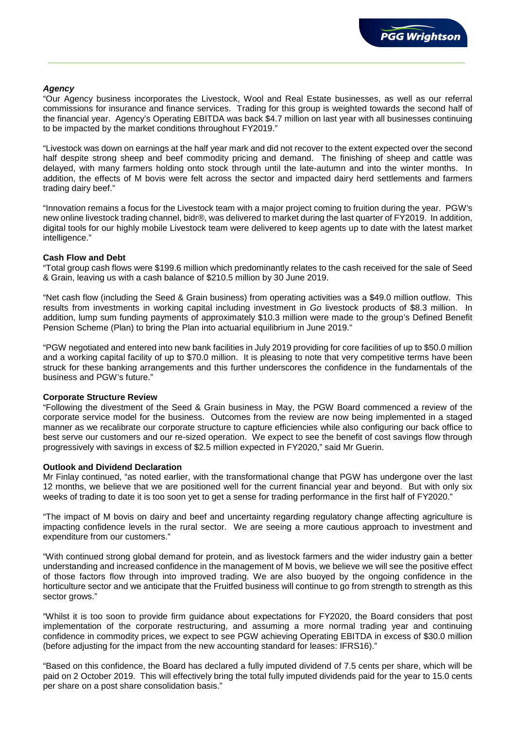***Agency***

"Our Agency business incorporates the Livestock, Wool and Real Estate businesses, as well as our referral commissions for insurance and finance services. Trading for this group is weighted towards the second half of the financial year. Agency's Operating EBITDA was back $4.7 million on last year with all businesses continuing to be impacted by the market conditions throughout FY2019."

"Livestock was down on earnings at the half year mark and did not recover to the extent expected over the second half despite strong sheep and beef commodity pricing and demand. The finishing of sheep and cattle was delayed, with many farmers holding onto stock through until the late-autumn and into the winter months. In addition, the effects of M bovis were felt across the sector and impacted dairy herd settlements and farmers trading dairy beef."

"Innovation remains a focus for the Livestock team with a major project coming to fruition during the year. PGW's new online livestock trading channel, bidr®, was delivered to market during the last quarter of FY2019. In addition, digital tools for our highly mobile Livestock team were delivered to keep agents up to date with the latest market intelligence."

**Cash Flow and Debt**

"Total group cash flows were $199.6 million which predominantly relates to the cash received for the sale of Seed & Grain, leaving us with a cash balance of $210.5 million by 30 June 2019.

"Net cash flow (including the Seed & Grain business) from operating activities was a $49.0 million outflow. This results from investments in working capital including investment in *Go* livestock products of $8.3 million. In addition, lump sum funding payments of approximately $10.3 million were made to the group's Defined Benefit Pension Scheme (Plan) to bring the Plan into actuarial equilibrium in June 2019."

"PGW negotiated and entered into new bank facilities in July 2019 providing for core facilities of up to $50.0 million and a working capital facility of up to $70.0 million. It is pleasing to note that very competitive terms have been struck for these banking arrangements and this further underscores the confidence in the fundamentals of the business and PGW's future."

**Corporate Structure Review**

"Following the divestment of the Seed & Grain business in May, the PGW Board commenced a review of the corporate service model for the business. Outcomes from the review are now being implemented in a staged manner as we recalibrate our corporate structure to capture efficiencies while also configuring our back office to best serve our customers and our re-sized operation. We expect to see the benefit of cost savings flow through progressively with savings in excess of $2.5 million expected in FY2020," said Mr Guerin.

**Outlook and Dividend Declaration**

Mr Finlay continued, "as noted earlier, with the transformational change that PGW has undergone over the last 12 months, we believe that we are positioned well for the current financial year and beyond. But with only six weeks of trading to date it is too soon yet to get a sense for trading performance in the first half of FY2020."

"The impact of M bovis on dairy and beef and uncertainty regarding regulatory change affecting agriculture is impacting confidence levels in the rural sector. We are seeing a more cautious approach to investment and expenditure from our customers."

"With continued strong global demand for protein, and as livestock farmers and the wider industry gain a better understanding and increased confidence in the management of M bovis, we believe we will see the positive effect of those factors flow through into improved trading. We are also buoyed by the ongoing confidence in the horticulture sector and we anticipate that the Fruitfed business will continue to go from strength to strength as this sector grows."

"Whilst it is too soon to provide firm guidance about expectations for FY2020, the Board considers that post implementation of the corporate restructuring, and assuming a more normal trading year and continuing confidence in commodity prices, we expect to see PGW achieving Operating EBITDA in excess of $30.0 million (before adjusting for the impact from the new accounting standard for leases: IFRS16)."

"Based on this confidence, the Board has declared a fully imputed dividend of 7.5 cents per share, which will be paid on 2 October 2019. This will effectively bring the total fully imputed dividends paid for the year to 15.0 cents per share on a post share consolidation basis."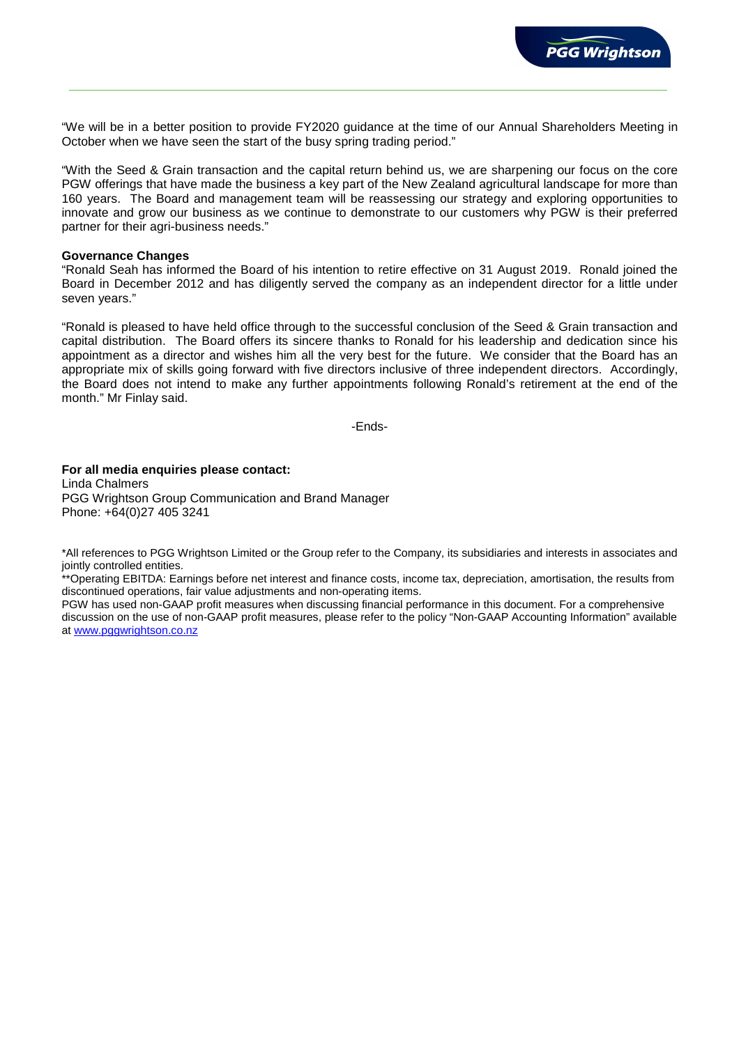"We will be in a better position to provide FY2020 guidance at the time of our Annual Shareholders Meeting in October when we have seen the start of the busy spring trading period."

"With the Seed & Grain transaction and the capital return behind us, we are sharpening our focus on the core PGW offerings that have made the business a key part of the New Zealand agricultural landscape for more than 160 years. The Board and management team will be reassessing our strategy and exploring opportunities to innovate and grow our business as we continue to demonstrate to our customers why PGW is their preferred partner for their agri-business needs."

**Governance Changes**

"Ronald Seah has informed the Board of his intention to retire effective on 31 August 2019. Ronald joined the Board in December 2012 and has diligently served the company as an independent director for a little under seven years."

"Ronald is pleased to have held office through to the successful conclusion of the Seed & Grain transaction and capital distribution. The Board offers its sincere thanks to Ronald for his leadership and dedication since his appointment as a director and wishes him all the very best for the future. We consider that the Board has an appropriate mix of skills going forward with five directors inclusive of three independent directors. Accordingly, the Board does not intend to make any further appointments following Ronald's retirement at the end of the month." Mr Finlay said.

-Ends-

**For all media enquiries please contact:**
Linda Chalmers
PGG Wrightson Group Communication and Brand Manager
Phone: +64(0)27 405 3241

*All references to PGG Wrightson Limited or the Group refer to the Company, its subsidiaries and interests in associates and jointly controlled entities.

**Operating EBITDA: Earnings before net interest and finance costs, income tax, depreciation, amortisation, the results from discontinued operations, fair value adjustments and non-operating items.

PGW has used non-GAAP profit measures when discussing financial performance in this document. For a comprehensive discussion on the use of non-GAAP profit measures, please refer to the policy "Non-GAAP Accounting Information" available at www.pggwrightson.co.nz